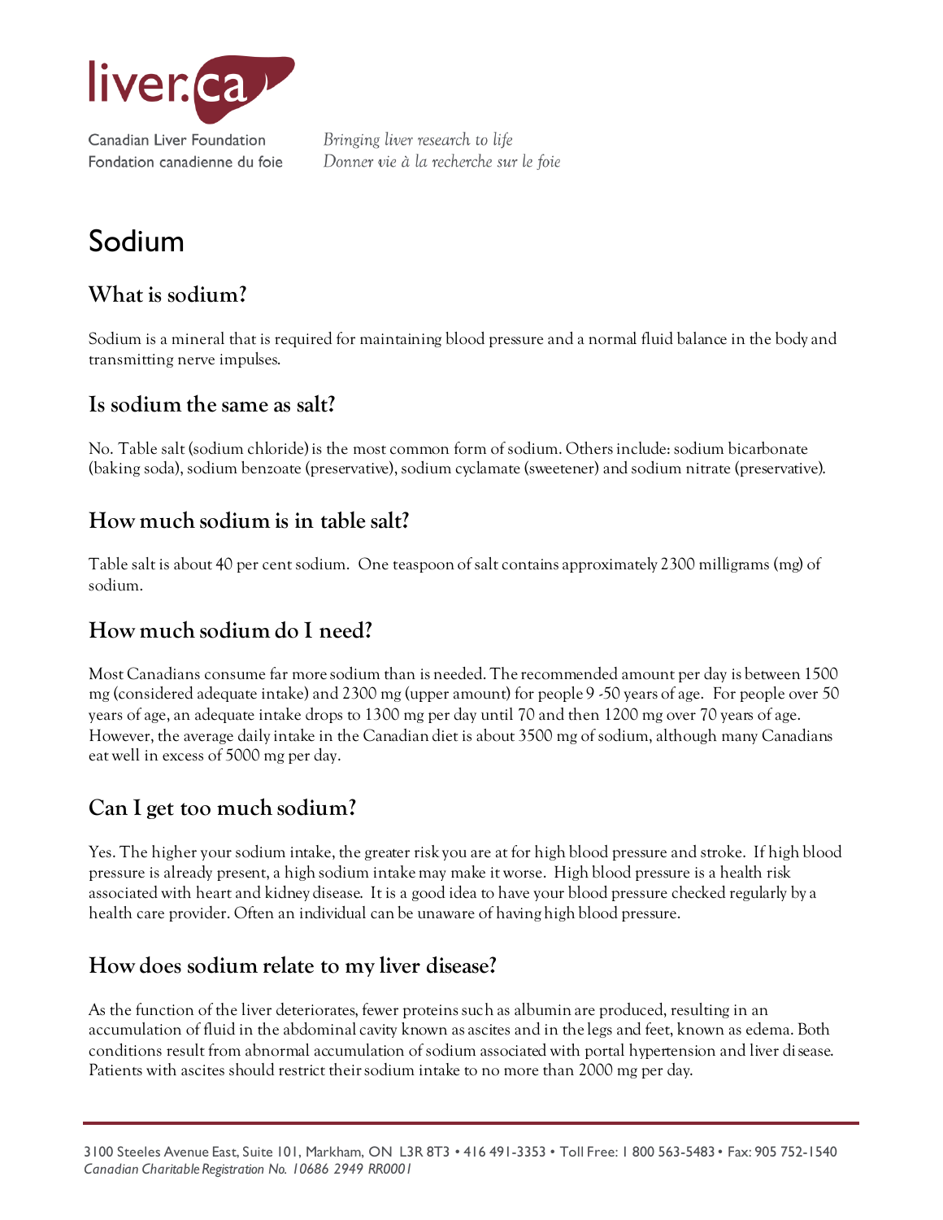liver.ca

Canadian Liver Foundation
Fondation canadienne du foie

*Bringing liver research to life*
*Donner vie à la recherche sur le foie*

# Sodium

## What is sodium?

Sodium is a mineral that is required for maintaining blood pressure and a normal fluid balance in the body and transmitting nerve impulses.

## Is sodium the same as salt?

No. Table salt (sodium chloride) is the most common form of sodium. Others include: sodium bicarbonate (baking soda), sodium benzoate (preservative), sodium cyclamate (sweetener) and sodium nitrate (preservative).

## How much sodium is in table salt?

Table salt is about 40 per cent sodium. One teaspoon of salt contains approximately 2300 milligrams (mg) of sodium.

## How much sodium do I need?

Most Canadians consume far more sodium than is needed. The recommended amount per day is between 1500 mg (considered adequate intake) and 2300 mg (upper amount) for people 9 -50 years of age. For people over 50 years of age, an adequate intake drops to 1300 mg per day until 70 and then 1200 mg over 70 years of age. However, the average daily intake in the Canadian diet is about 3500 mg of sodium, although many Canadians eat well in excess of 5000 mg per day.

## Can I get too much sodium?

Yes. The higher your sodium intake, the greater risk you are at for high blood pressure and stroke. If high blood pressure is already present, a high sodium intake may make it worse. High blood pressure is a health risk associated with heart and kidney disease. It is a good idea to have your blood pressure checked regularly by a health care provider. Often an individual can be unaware of having high blood pressure.

## How does sodium relate to my liver disease?

As the function of the liver deteriorates, fewer proteins such as albumin are produced, resulting in an accumulation of fluid in the abdominal cavity known as ascites and in the legs and feet, known as edema. Both conditions result from abnormal accumulation of sodium associated with portal hypertension and liver disease. Patients with ascites should restrict their sodium intake to no more than 2000 mg per day.

3100 Steeles Avenue East, Suite 101, Markham, ON L3R 8T3 • 416 491-3353 • Toll Free: 1 800 563-5483 • Fax: 905 752-1540
*Canadian Charitable Registration No. 10686 2949 RR0001*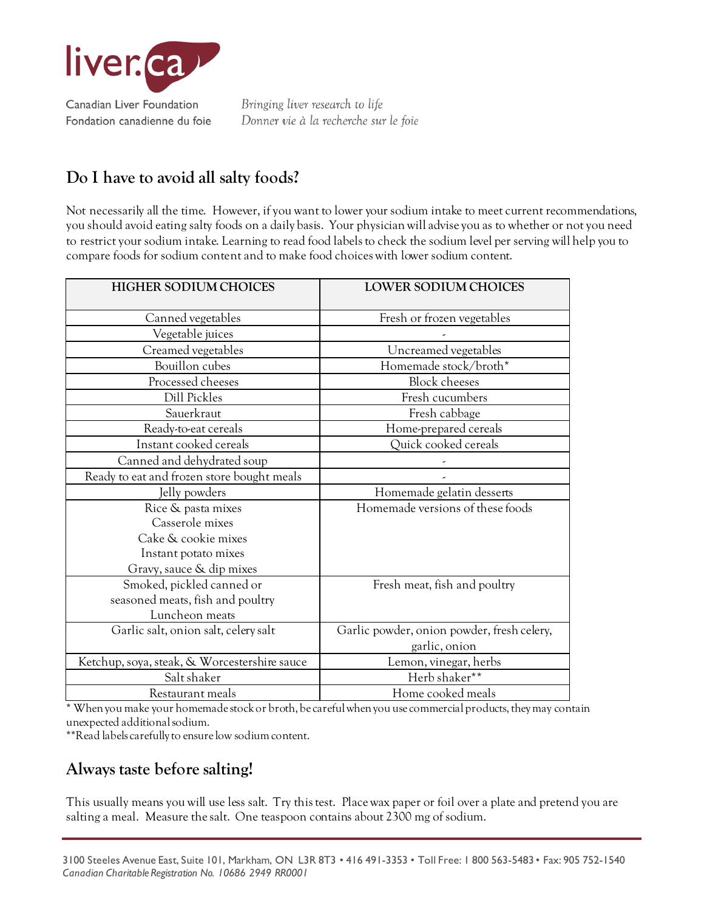## Do I have to avoid all salty foods?

Not necessarily all the time. However, if you want to lower your sodium intake to meet current recommendations, you should avoid eating salty foods on a daily basis. Your physician will advise you as to whether or not you need to restrict your sodium intake. Learning to read food labels to check the sodium level per serving will help you to compare foods for sodium content and to make food choices with lower sodium content.

| HIGHER SODIUM CHOICES | LOWER SODIUM CHOICES |
|---|---|
| Canned vegetables | Fresh or frozen vegetables |
| Vegetable juices | - |
| Creamed vegetables | Uncreamed vegetables |
| Bouillon cubes | Homemade stock/broth* |
| Processed cheeses | Block cheeses |
| Dill Pickles | Fresh cucumbers |
| Sauerkraut | Fresh cabbage |
| Ready-to-eat cereals | Home-prepared cereals |
| Instant cooked cereals | Quick cooked cereals |
| Canned and dehydrated soup | - |
| Ready to eat and frozen store bought meals | - |
| Jelly powders | Homemade gelatin desserts |
| Rice & pasta mixes<br>Casserole mixes<br>Cake & cookie mixes<br>Instant potato mixes<br>Gravy, sauce & dip mixes | Homemade versions of these foods |
| Smoked, pickled canned or seasoned meats, fish and poultry<br>Luncheon meats | Fresh meat, fish and poultry |
| Garlic salt, onion salt, celery salt | Garlic powder, onion powder, fresh celery, garlic, onion |
| Ketchup, soya, steak, & Worcestershire sauce | Lemon, vinegar, herbs |
| Salt shaker | Herb shaker** |
| Restaurant meals | Home cooked meals |

* When you make your homemade stock or broth, be careful when you use commercial products, they may contain unexpected additional sodium.

**Read labels carefully to ensure low sodium content.

## Always taste before salting!

This usually means you will use less salt. Try this test. Place wax paper or foil over a plate and pretend you are salting a meal. Measure the salt. One teaspoon contains about 2300 mg of sodium.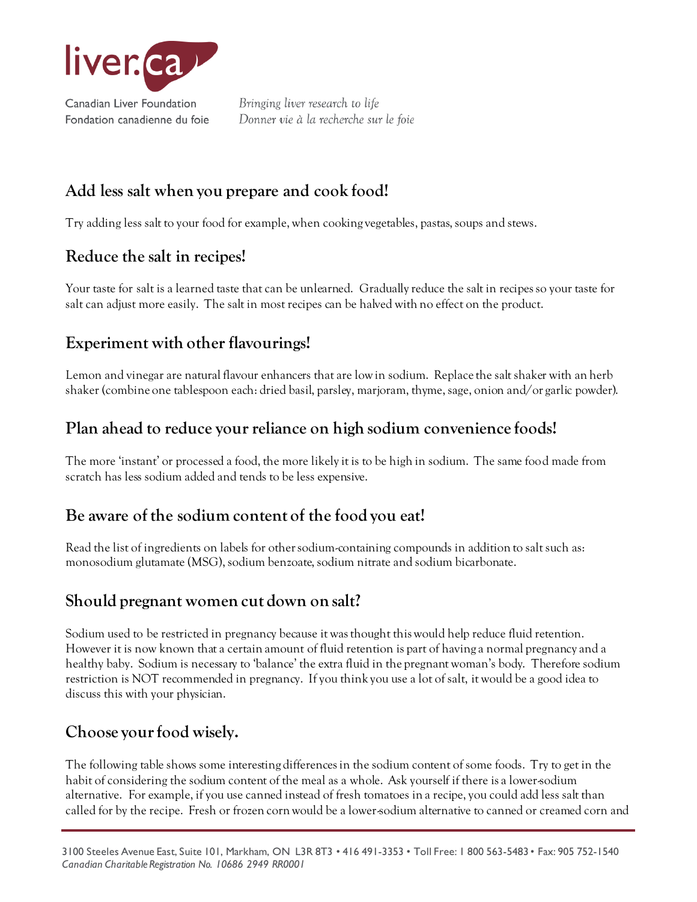## Add less salt when you prepare and cook food!

Try adding less salt to your food for example, when cooking vegetables, pastas, soups and stews.

## Reduce the salt in recipes!

Your taste for salt is a learned taste that can be unlearned. Gradually reduce the salt in recipes so your taste for salt can adjust more easily. The salt in most recipes can be halved with no effect on the product.

## Experiment with other flavourings!

Lemon and vinegar are natural flavour enhancers that are low in sodium. Replace the salt shaker with an herb shaker (combine one tablespoon each: dried basil, parsley, marjoram, thyme, sage, onion and/or garlic powder).

## Plan ahead to reduce your reliance on high sodium convenience foods!

The more 'instant' or processed a food, the more likely it is to be high in sodium. The same food made from scratch has less sodium added and tends to be less expensive.

## Be aware of the sodium content of the food you eat!

Read the list of ingredients on labels for other sodium-containing compounds in addition to salt such as: monosodium glutamate (MSG), sodium benzoate, sodium nitrate and sodium bicarbonate.

## Should pregnant women cut down on salt?

Sodium used to be restricted in pregnancy because it was thought this would help reduce fluid retention. However it is now known that a certain amount of fluid retention is part of having a normal pregnancy and a healthy baby. Sodium is necessary to 'balance' the extra fluid in the pregnant woman's body. Therefore sodium restriction is NOT recommended in pregnancy. If you think you use a lot of salt, it would be a good idea to discuss this with your physician.

## Choose your food wisely.

The following table shows some interesting differences in the sodium content of some foods. Try to get in the habit of considering the sodium content of the meal as a whole. Ask yourself if there is a lower-sodium alternative. For example, if you use canned instead of fresh tomatoes in a recipe, you could add less salt than called for by the recipe. Fresh or frozen corn would be a lower-sodium alternative to canned or creamed corn and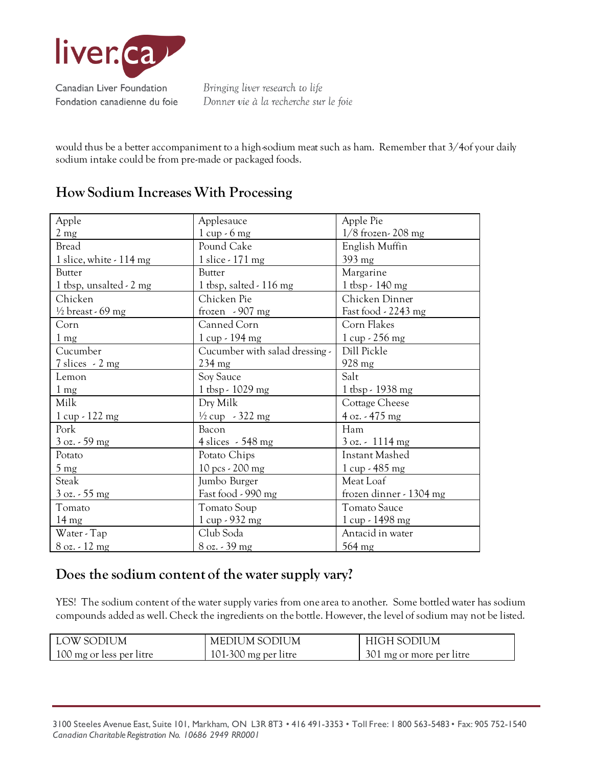would thus be a better accompaniment to a high-sodium meat such as ham. Remember that 3/4of your daily sodium intake could be from pre-made or packaged foods.

## How Sodium Increases With Processing

| | | |
|---|---|---|
| Apple<br>2 mg | Applesauce<br>1 cup - 6 mg | Apple Pie<br>1/8 frozen- 208 mg |
| Bread<br>1 slice, white - 114 mg | Pound Cake<br>1 slice - 171 mg | English Muffin<br>393 mg |
| Butter<br>1 tbsp, unsalted - 2 mg | Butter<br>1 tbsp, salted - 116 mg | Margarine<br>1 tbsp - 140 mg |
| Chicken<br>½ breast - 69 mg | Chicken Pie<br>frozen - 907 mg | Chicken Dinner<br>Fast food - 2243 mg |
| Corn<br>1 mg | Canned Corn<br>1 cup - 194 mg | Corn Flakes<br>1 cup - 256 mg |
| Cucumber<br>7 slices - 2 mg | Cucumber with salad dressing - 234 mg | Dill Pickle<br>928 mg |
| Lemon<br>1 mg | Soy Sauce<br>1 tbsp - 1029 mg | Salt<br>1 tbsp - 1938 mg |
| Milk<br>1 cup - 122 mg | Dry Milk<br>½ cup - 322 mg | Cottage Cheese<br>4 oz. - 475 mg |
| Pork<br>3 oz. - 59 mg | Bacon<br>4 slices - 548 mg | Ham<br>3 oz. - 1114 mg |
| Potato<br>5 mg | Potato Chips<br>10 pcs - 200 mg | Instant Mashed<br>1 cup - 485 mg |
| Steak<br>3 oz. - 55 mg | Jumbo Burger<br>Fast food - 990 mg | Meat Loaf<br>frozen dinner - 1304 mg |
| Tomato<br>14 mg | Tomato Soup<br>1 cup - 932 mg | Tomato Sauce<br>1 cup - 1498 mg |
| Water - Tap<br>8 oz. - 12 mg | Club Soda<br>8 oz. - 39 mg | Antacid in water<br>564 mg |

## Does the sodium content of the water supply vary?

YES! The sodium content of the water supply varies from one area to another. Some bottled water has sodium compounds added as well. Check the ingredients on the bottle. However, the level of sodium may not be listed.

| LOW SODIUM | MEDIUM SODIUM | HIGH SODIUM |
|---|---|---|
| 100 mg or less per litre | 101-300 mg per litre | 301 mg or more per litre |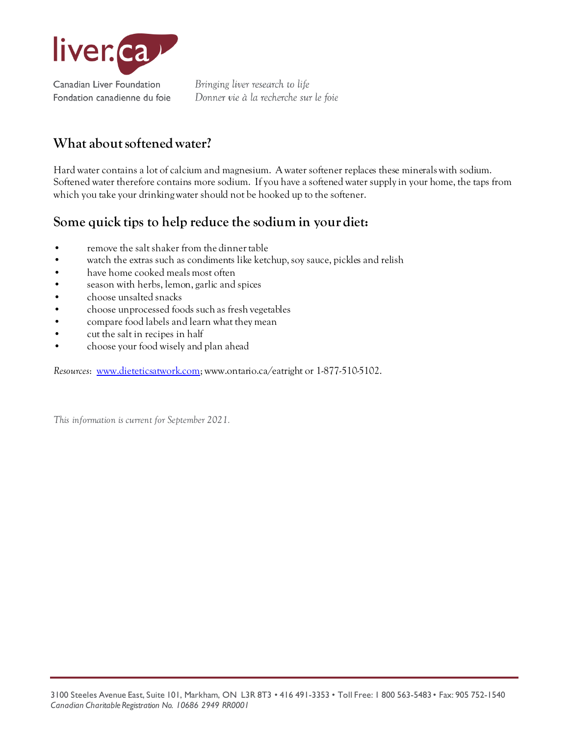## What about softened water?

Hard water contains a lot of calcium and magnesium. A water softener replaces these minerals with sodium. Softened water therefore contains more sodium. If you have a softened water supply in your home, the taps from which you take your drinking water should not be hooked up to the softener.

## Some quick tips to help reduce the sodium in your diet:

- remove the salt shaker from the dinner table
- watch the extras such as condiments like ketchup, soy sauce, pickles and relish
- have home cooked meals most often
- season with herbs, lemon, garlic and spices
- choose unsalted snacks
- choose unprocessed foods such as fresh vegetables
- compare food labels and learn what they mean
- cut the salt in recipes in half
- choose your food wisely and plan ahead

*Resources*: [www.dieteticsatwork.com](http://www.dieteticsatwork.com); www.ontario.ca/eatright or 1-877-510-5102.

*This information is current for September 2021.*